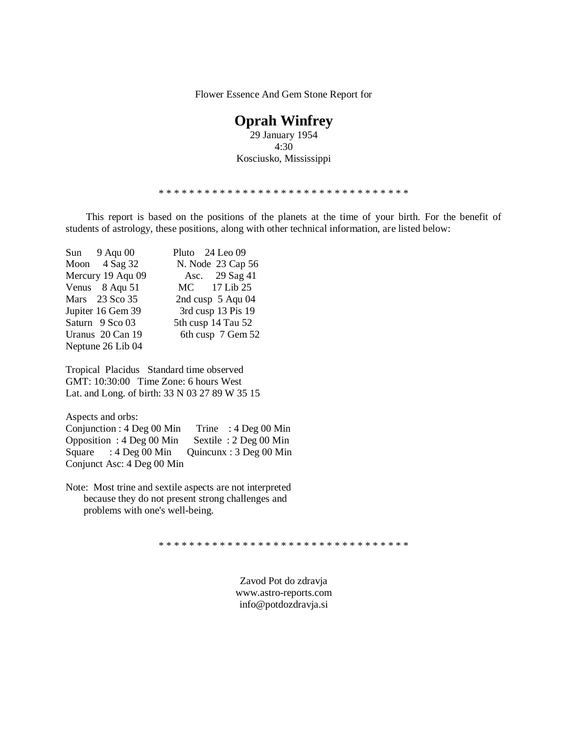Flower Essence And Gem Stone Report for

# Oprah Winfrey

29 January 1954
4:30
Kosciusko, Mississippi

* * * * * * * * * * * * * * * * * * * * * * * * * * * * * * * * *

This report is based on the positions of the planets at the time of your birth. For the benefit of students of astrology, these positions, along with other technical information, are listed below:

| | | | |
|---|---|---|---|
| Sun | 9 Aqu 00 | Pluto | 24 Leo 09 |
| Moon | 4 Sag 32 | N. Node | 23 Cap 56 |
| Mercury | 19 Aqu 09 | Asc. | 29 Sag 41 |
| Venus | 8 Aqu 51 | MC | 17 Lib 25 |
| Mars | 23 Sco 35 | 2nd cusp | 5 Aqu 04 |
| Jupiter | 16 Gem 39 | 3rd cusp | 13 Pis 19 |
| Saturn | 9 Sco 03 | 5th cusp | 14 Tau 52 |
| Uranus | 20 Can 19 | 6th cusp | 7 Gem 52 |
| Neptune | 26 Lib 04 | | |

Tropical  Placidus   Standard time observed
GMT: 10:30:00   Time Zone: 6 hours West
Lat. and Long. of birth: 33 N 03 27 89 W 35 15

Aspects and orbs:

| | |
|---|---|
| Conjunction : 4 Deg 00 Min | Trine : 4 Deg 00 Min |
| Opposition : 4 Deg 00 Min | Sextile : 2 Deg 00 Min |
| Square : 4 Deg 00 Min | Quincunx : 3 Deg 00 Min |
| Conjunct Asc: 4 Deg 00 Min | |

Note: Most trine and sextile aspects are not interpreted because they do not present strong challenges and problems with one's well-being.

* * * * * * * * * * * * * * * * * * * * * * * * * * * * * * * * *

Zavod Pot do zdravja
www.astro-reports.com
info@potdozdravja.si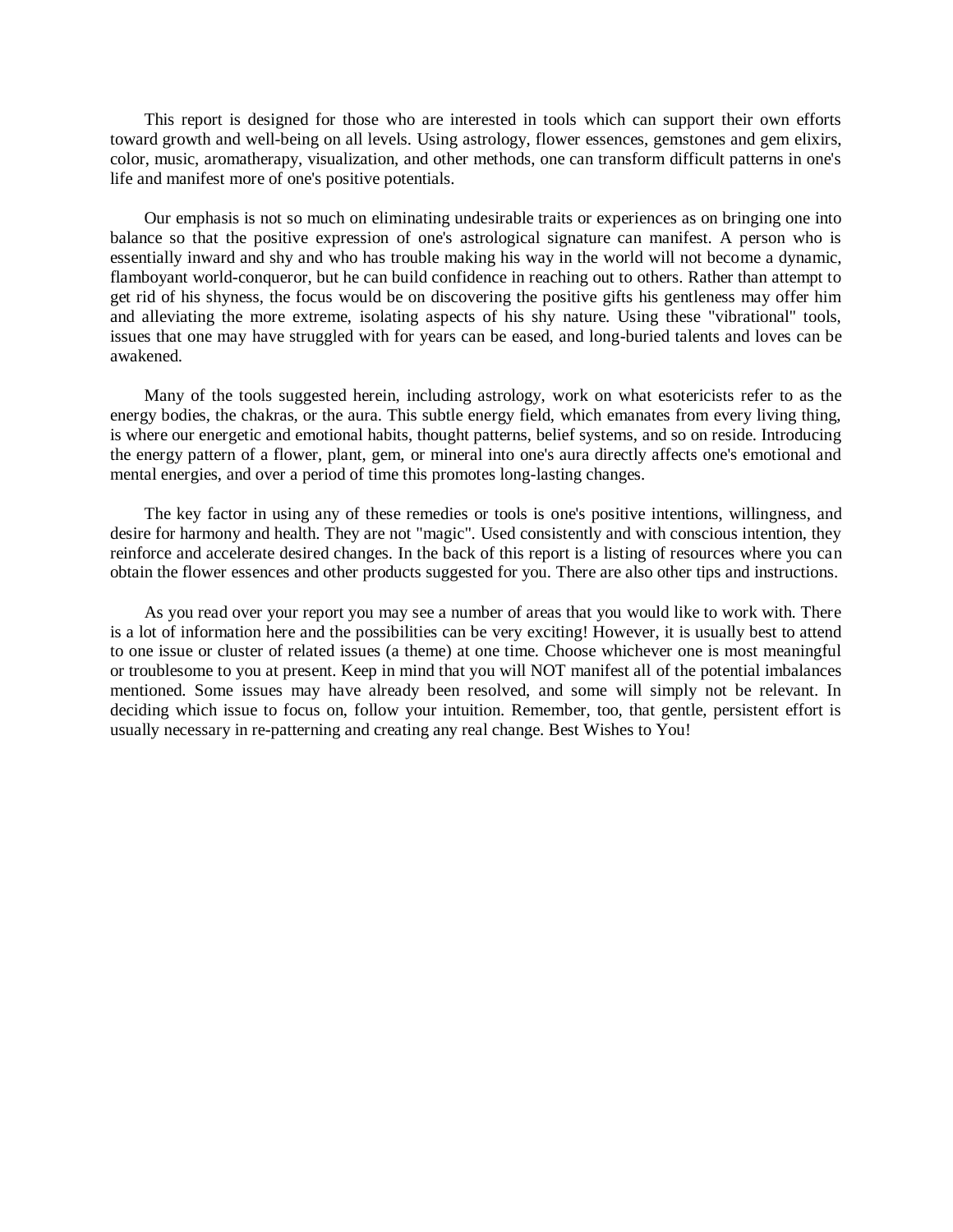This report is designed for those who are interested in tools which can support their own efforts toward growth and well-being on all levels. Using astrology, flower essences, gemstones and gem elixirs, color, music, aromatherapy, visualization, and other methods, one can transform difficult patterns in one's life and manifest more of one's positive potentials.

Our emphasis is not so much on eliminating undesirable traits or experiences as on bringing one into balance so that the positive expression of one's astrological signature can manifest. A person who is essentially inward and shy and who has trouble making his way in the world will not become a dynamic, flamboyant world-conqueror, but he can build confidence in reaching out to others. Rather than attempt to get rid of his shyness, the focus would be on discovering the positive gifts his gentleness may offer him and alleviating the more extreme, isolating aspects of his shy nature. Using these "vibrational" tools, issues that one may have struggled with for years can be eased, and long-buried talents and loves can be awakened.

Many of the tools suggested herein, including astrology, work on what esotericists refer to as the energy bodies, the chakras, or the aura. This subtle energy field, which emanates from every living thing, is where our energetic and emotional habits, thought patterns, belief systems, and so on reside. Introducing the energy pattern of a flower, plant, gem, or mineral into one's aura directly affects one's emotional and mental energies, and over a period of time this promotes long-lasting changes.

The key factor in using any of these remedies or tools is one's positive intentions, willingness, and desire for harmony and health. They are not "magic". Used consistently and with conscious intention, they reinforce and accelerate desired changes. In the back of this report is a listing of resources where you can obtain the flower essences and other products suggested for you. There are also other tips and instructions.

As you read over your report you may see a number of areas that you would like to work with. There is a lot of information here and the possibilities can be very exciting! However, it is usually best to attend to one issue or cluster of related issues (a theme) at one time. Choose whichever one is most meaningful or troublesome to you at present. Keep in mind that you will NOT manifest all of the potential imbalances mentioned. Some issues may have already been resolved, and some will simply not be relevant. In deciding which issue to focus on, follow your intuition. Remember, too, that gentle, persistent effort is usually necessary in re-patterning and creating any real change. Best Wishes to You!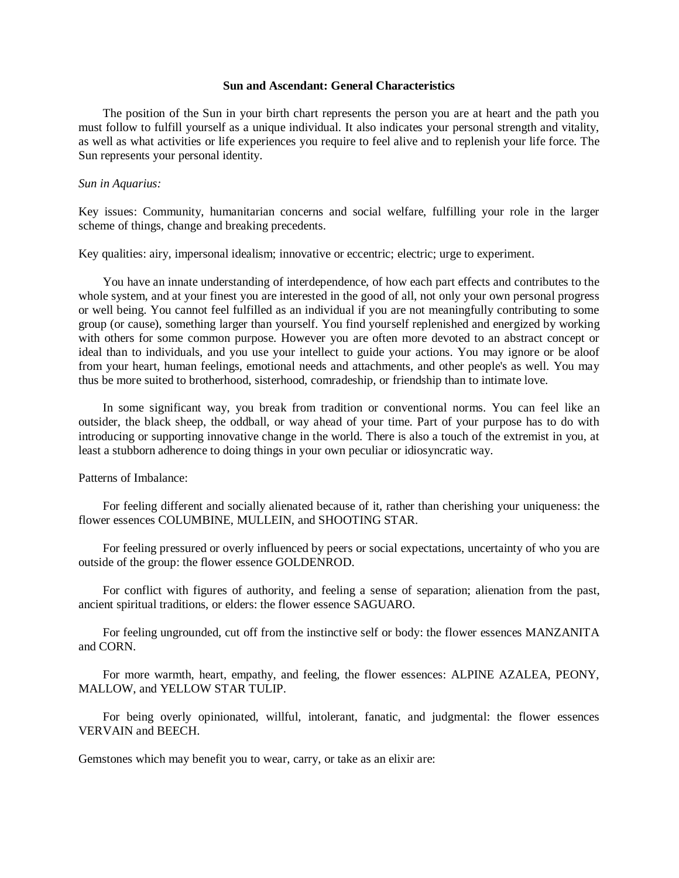## Sun and Ascendant: General Characteristics

The position of the Sun in your birth chart represents the person you are at heart and the path you must follow to fulfill yourself as a unique individual. It also indicates your personal strength and vitality, as well as what activities or life experiences you require to feel alive and to replenish your life force. The Sun represents your personal identity.

*Sun in Aquarius:*

Key issues: Community, humanitarian concerns and social welfare, fulfilling your role in the larger scheme of things, change and breaking precedents.

Key qualities: airy, impersonal idealism; innovative or eccentric; electric; urge to experiment.

You have an innate understanding of interdependence, of how each part effects and contributes to the whole system, and at your finest you are interested in the good of all, not only your own personal progress or well being. You cannot feel fulfilled as an individual if you are not meaningfully contributing to some group (or cause), something larger than yourself. You find yourself replenished and energized by working with others for some common purpose. However you are often more devoted to an abstract concept or ideal than to individuals, and you use your intellect to guide your actions. You may ignore or be aloof from your heart, human feelings, emotional needs and attachments, and other people's as well. You may thus be more suited to brotherhood, sisterhood, comradeship, or friendship than to intimate love.

In some significant way, you break from tradition or conventional norms. You can feel like an outsider, the black sheep, the oddball, or way ahead of your time. Part of your purpose has to do with introducing or supporting innovative change in the world. There is also a touch of the extremist in you, at least a stubborn adherence to doing things in your own peculiar or idiosyncratic way.

Patterns of Imbalance:

For feeling different and socially alienated because of it, rather than cherishing your uniqueness: the flower essences COLUMBINE, MULLEIN, and SHOOTING STAR.

For feeling pressured or overly influenced by peers or social expectations, uncertainty of who you are outside of the group: the flower essence GOLDENROD.

For conflict with figures of authority, and feeling a sense of separation; alienation from the past, ancient spiritual traditions, or elders: the flower essence SAGUARO.

For feeling ungrounded, cut off from the instinctive self or body: the flower essences MANZANITA and CORN.

For more warmth, heart, empathy, and feeling, the flower essences: ALPINE AZALEA, PEONY, MALLOW, and YELLOW STAR TULIP.

For being overly opinionated, willful, intolerant, fanatic, and judgmental: the flower essences VERVAIN and BEECH.

Gemstones which may benefit you to wear, carry, or take as an elixir are: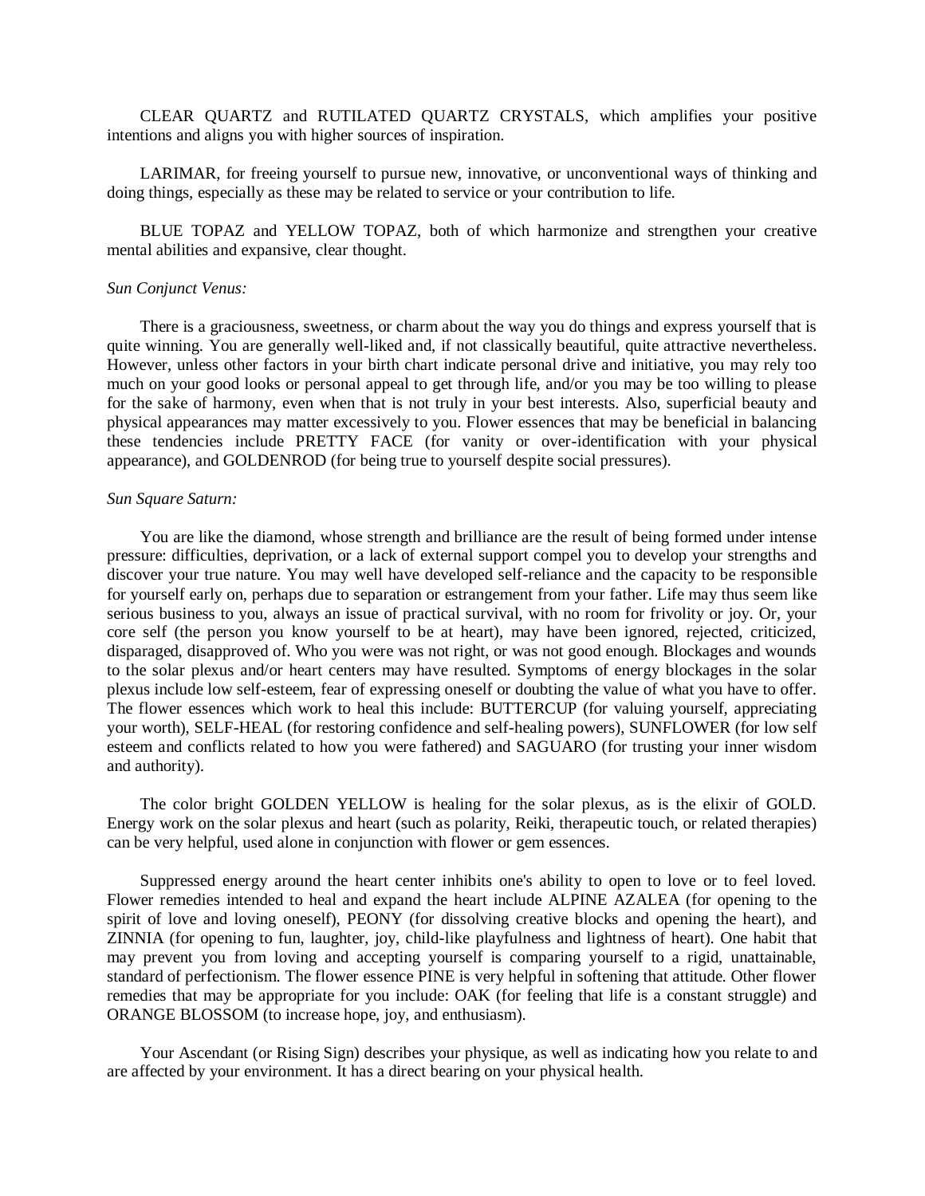CLEAR QUARTZ and RUTILATED QUARTZ CRYSTALS, which amplifies your positive intentions and aligns you with higher sources of inspiration.

LARIMAR, for freeing yourself to pursue new, innovative, or unconventional ways of thinking and doing things, especially as these may be related to service or your contribution to life.

BLUE TOPAZ and YELLOW TOPAZ, both of which harmonize and strengthen your creative mental abilities and expansive, clear thought.

*Sun Conjunct Venus:*

There is a graciousness, sweetness, or charm about the way you do things and express yourself that is quite winning. You are generally well-liked and, if not classically beautiful, quite attractive nevertheless. However, unless other factors in your birth chart indicate personal drive and initiative, you may rely too much on your good looks or personal appeal to get through life, and/or you may be too willing to please for the sake of harmony, even when that is not truly in your best interests. Also, superficial beauty and physical appearances may matter excessively to you. Flower essences that may be beneficial in balancing these tendencies include PRETTY FACE (for vanity or over-identification with your physical appearance), and GOLDENROD (for being true to yourself despite social pressures).

*Sun Square Saturn:*

You are like the diamond, whose strength and brilliance are the result of being formed under intense pressure: difficulties, deprivation, or a lack of external support compel you to develop your strengths and discover your true nature. You may well have developed self-reliance and the capacity to be responsible for yourself early on, perhaps due to separation or estrangement from your father. Life may thus seem like serious business to you, always an issue of practical survival, with no room for frivolity or joy. Or, your core self (the person you know yourself to be at heart), may have been ignored, rejected, criticized, disparaged, disapproved of. Who you were was not right, or was not good enough. Blockages and wounds to the solar plexus and/or heart centers may have resulted. Symptoms of energy blockages in the solar plexus include low self-esteem, fear of expressing oneself or doubting the value of what you have to offer. The flower essences which work to heal this include: BUTTERCUP (for valuing yourself, appreciating your worth), SELF-HEAL (for restoring confidence and self-healing powers), SUNFLOWER (for low self esteem and conflicts related to how you were fathered) and SAGUARO (for trusting your inner wisdom and authority).

The color bright GOLDEN YELLOW is healing for the solar plexus, as is the elixir of GOLD. Energy work on the solar plexus and heart (such as polarity, Reiki, therapeutic touch, or related therapies) can be very helpful, used alone in conjunction with flower or gem essences.

Suppressed energy around the heart center inhibits one's ability to open to love or to feel loved. Flower remedies intended to heal and expand the heart include ALPINE AZALEA (for opening to the spirit of love and loving oneself), PEONY (for dissolving creative blocks and opening the heart), and ZINNIA (for opening to fun, laughter, joy, child-like playfulness and lightness of heart). One habit that may prevent you from loving and accepting yourself is comparing yourself to a rigid, unattainable, standard of perfectionism. The flower essence PINE is very helpful in softening that attitude. Other flower remedies that may be appropriate for you include: OAK (for feeling that life is a constant struggle) and ORANGE BLOSSOM (to increase hope, joy, and enthusiasm).

Your Ascendant (or Rising Sign) describes your physique, as well as indicating how you relate to and are affected by your environment. It has a direct bearing on your physical health.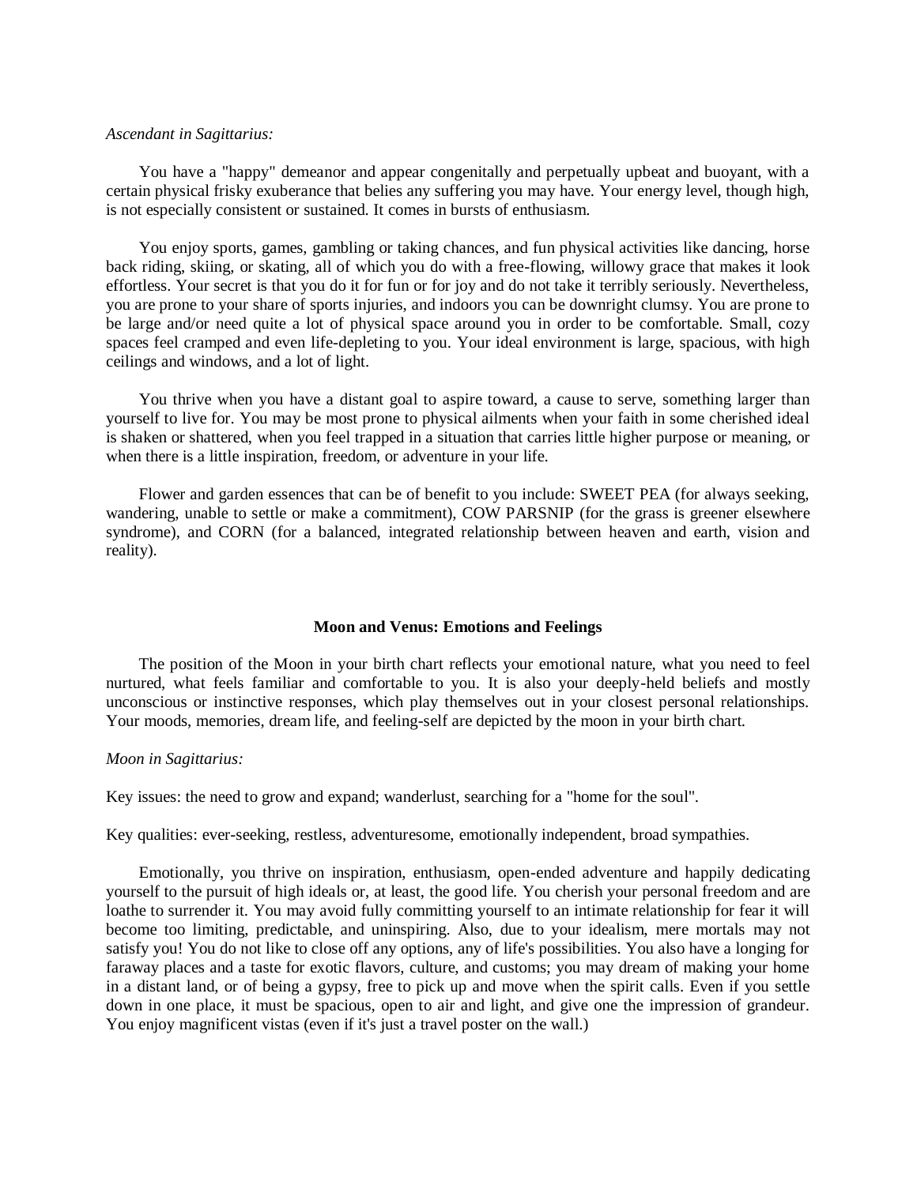*Ascendant in Sagittarius:*

You have a "happy" demeanor and appear congenitally and perpetually upbeat and buoyant, with a certain physical frisky exuberance that belies any suffering you may have. Your energy level, though high, is not especially consistent or sustained. It comes in bursts of enthusiasm.

You enjoy sports, games, gambling or taking chances, and fun physical activities like dancing, horse back riding, skiing, or skating, all of which you do with a free-flowing, willowy grace that makes it look effortless. Your secret is that you do it for fun or for joy and do not take it terribly seriously. Nevertheless, you are prone to your share of sports injuries, and indoors you can be downright clumsy. You are prone to be large and/or need quite a lot of physical space around you in order to be comfortable. Small, cozy spaces feel cramped and even life-depleting to you. Your ideal environment is large, spacious, with high ceilings and windows, and a lot of light.

You thrive when you have a distant goal to aspire toward, a cause to serve, something larger than yourself to live for. You may be most prone to physical ailments when your faith in some cherished ideal is shaken or shattered, when you feel trapped in a situation that carries little higher purpose or meaning, or when there is a little inspiration, freedom, or adventure in your life.

Flower and garden essences that can be of benefit to you include: SWEET PEA (for always seeking, wandering, unable to settle or make a commitment), COW PARSNIP (for the grass is greener elsewhere syndrome), and CORN (for a balanced, integrated relationship between heaven and earth, vision and reality).

## Moon and Venus: Emotions and Feelings

The position of the Moon in your birth chart reflects your emotional nature, what you need to feel nurtured, what feels familiar and comfortable to you. It is also your deeply-held beliefs and mostly unconscious or instinctive responses, which play themselves out in your closest personal relationships. Your moods, memories, dream life, and feeling-self are depicted by the moon in your birth chart.

*Moon in Sagittarius:*

Key issues: the need to grow and expand; wanderlust, searching for a "home for the soul".

Key qualities: ever-seeking, restless, adventuresome, emotionally independent, broad sympathies.

Emotionally, you thrive on inspiration, enthusiasm, open-ended adventure and happily dedicating yourself to the pursuit of high ideals or, at least, the good life. You cherish your personal freedom and are loathe to surrender it. You may avoid fully committing yourself to an intimate relationship for fear it will become too limiting, predictable, and uninspiring. Also, due to your idealism, mere mortals may not satisfy you! You do not like to close off any options, any of life's possibilities. You also have a longing for faraway places and a taste for exotic flavors, culture, and customs; you may dream of making your home in a distant land, or of being a gypsy, free to pick up and move when the spirit calls. Even if you settle down in one place, it must be spacious, open to air and light, and give one the impression of grandeur. You enjoy magnificent vistas (even if it's just a travel poster on the wall.)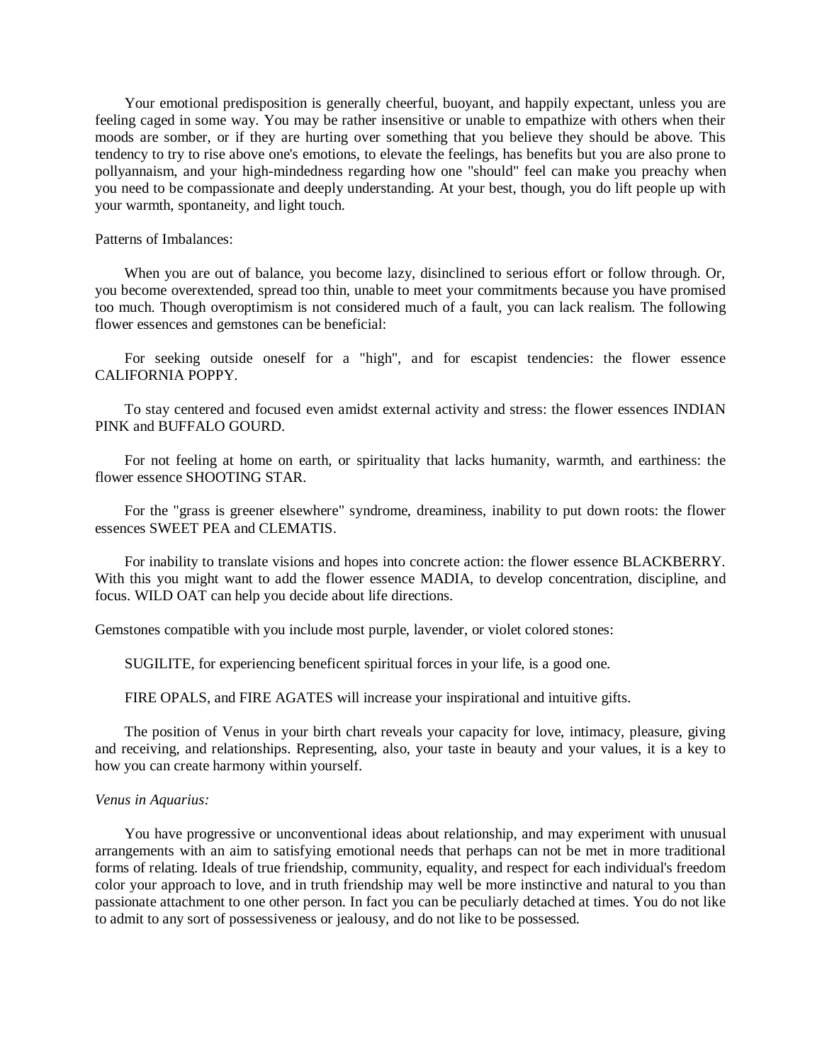Your emotional predisposition is generally cheerful, buoyant, and happily expectant, unless you are feeling caged in some way. You may be rather insensitive or unable to empathize with others when their moods are somber, or if they are hurting over something that you believe they should be above. This tendency to try to rise above one's emotions, to elevate the feelings, has benefits but you are also prone to pollyannaism, and your high-mindedness regarding how one "should" feel can make you preachy when you need to be compassionate and deeply understanding. At your best, though, you do lift people up with your warmth, spontaneity, and light touch.

Patterns of Imbalances:

When you are out of balance, you become lazy, disinclined to serious effort or follow through. Or, you become overextended, spread too thin, unable to meet your commitments because you have promised too much. Though overoptimism is not considered much of a fault, you can lack realism. The following flower essences and gemstones can be beneficial:

For seeking outside oneself for a "high", and for escapist tendencies: the flower essence CALIFORNIA POPPY.

To stay centered and focused even amidst external activity and stress: the flower essences INDIAN PINK and BUFFALO GOURD.

For not feeling at home on earth, or spirituality that lacks humanity, warmth, and earthiness: the flower essence SHOOTING STAR.

For the "grass is greener elsewhere" syndrome, dreaminess, inability to put down roots: the flower essences SWEET PEA and CLEMATIS.

For inability to translate visions and hopes into concrete action: the flower essence BLACKBERRY. With this you might want to add the flower essence MADIA, to develop concentration, discipline, and focus. WILD OAT can help you decide about life directions.

Gemstones compatible with you include most purple, lavender, or violet colored stones:

SUGILITE, for experiencing beneficent spiritual forces in your life, is a good one.

FIRE OPALS, and FIRE AGATES will increase your inspirational and intuitive gifts.

The position of Venus in your birth chart reveals your capacity for love, intimacy, pleasure, giving and receiving, and relationships. Representing, also, your taste in beauty and your values, it is a key to how you can create harmony within yourself.

*Venus in Aquarius:*

You have progressive or unconventional ideas about relationship, and may experiment with unusual arrangements with an aim to satisfying emotional needs that perhaps can not be met in more traditional forms of relating. Ideals of true friendship, community, equality, and respect for each individual's freedom color your approach to love, and in truth friendship may well be more instinctive and natural to you than passionate attachment to one other person. In fact you can be peculiarly detached at times. You do not like to admit to any sort of possessiveness or jealousy, and do not like to be possessed.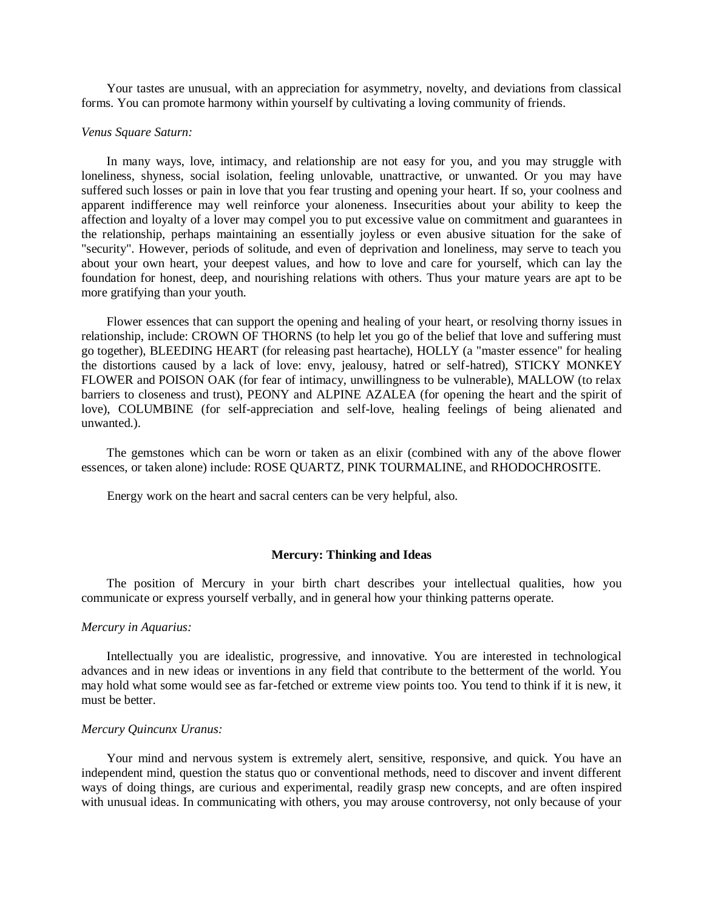Your tastes are unusual, with an appreciation for asymmetry, novelty, and deviations from classical forms. You can promote harmony within yourself by cultivating a loving community of friends.

*Venus Square Saturn:*

In many ways, love, intimacy, and relationship are not easy for you, and you may struggle with loneliness, shyness, social isolation, feeling unlovable, unattractive, or unwanted. Or you may have suffered such losses or pain in love that you fear trusting and opening your heart. If so, your coolness and apparent indifference may well reinforce your aloneness. Insecurities about your ability to keep the affection and loyalty of a lover may compel you to put excessive value on commitment and guarantees in the relationship, perhaps maintaining an essentially joyless or even abusive situation for the sake of "security". However, periods of solitude, and even of deprivation and loneliness, may serve to teach you about your own heart, your deepest values, and how to love and care for yourself, which can lay the foundation for honest, deep, and nourishing relations with others. Thus your mature years are apt to be more gratifying than your youth.

Flower essences that can support the opening and healing of your heart, or resolving thorny issues in relationship, include: CROWN OF THORNS (to help let you go of the belief that love and suffering must go together), BLEEDING HEART (for releasing past heartache), HOLLY (a "master essence" for healing the distortions caused by a lack of love: envy, jealousy, hatred or self-hatred), STICKY MONKEY FLOWER and POISON OAK (for fear of intimacy, unwillingness to be vulnerable), MALLOW (to relax barriers to closeness and trust), PEONY and ALPINE AZALEA (for opening the heart and the spirit of love), COLUMBINE (for self-appreciation and self-love, healing feelings of being alienated and unwanted.).

The gemstones which can be worn or taken as an elixir (combined with any of the above flower essences, or taken alone) include: ROSE QUARTZ, PINK TOURMALINE, and RHODOCHROSITE.

Energy work on the heart and sacral centers can be very helpful, also.

## Mercury: Thinking and Ideas

The position of Mercury in your birth chart describes your intellectual qualities, how you communicate or express yourself verbally, and in general how your thinking patterns operate.

*Mercury in Aquarius:*

Intellectually you are idealistic, progressive, and innovative. You are interested in technological advances and in new ideas or inventions in any field that contribute to the betterment of the world. You may hold what some would see as far-fetched or extreme view points too. You tend to think if it is new, it must be better.

*Mercury Quincunx Uranus:*

Your mind and nervous system is extremely alert, sensitive, responsive, and quick. You have an independent mind, question the status quo or conventional methods, need to discover and invent different ways of doing things, are curious and experimental, readily grasp new concepts, and are often inspired with unusual ideas. In communicating with others, you may arouse controversy, not only because of your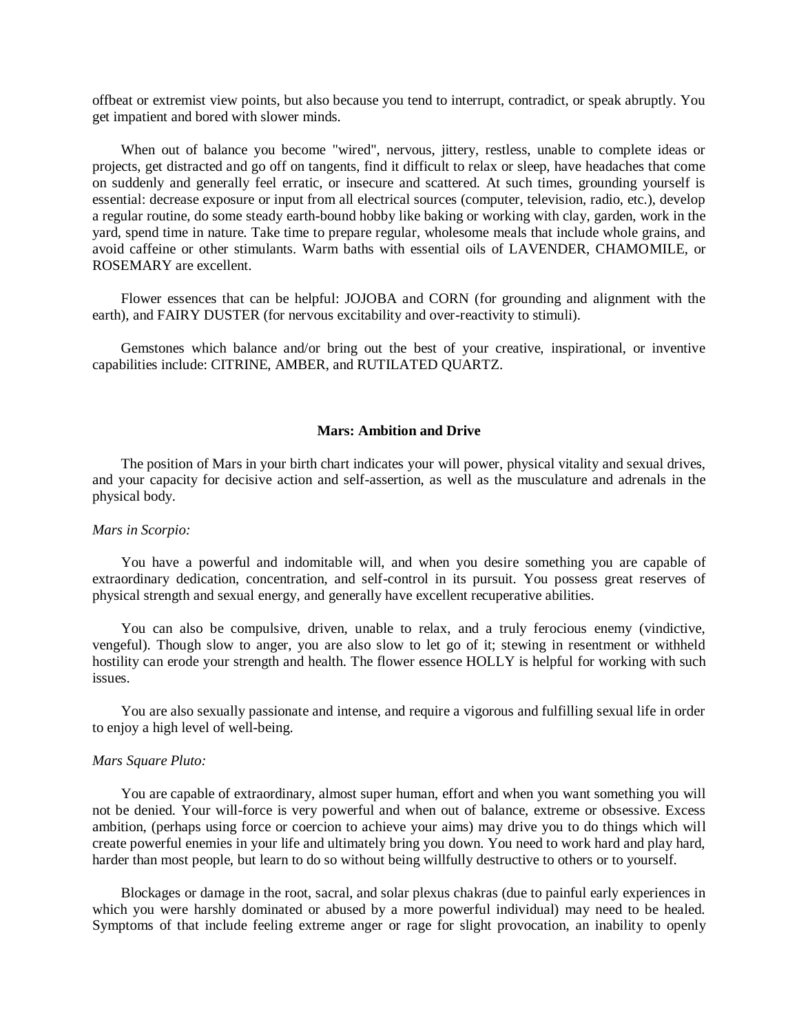offbeat or extremist view points, but also because you tend to interrupt, contradict, or speak abruptly. You get impatient and bored with slower minds.

When out of balance you become "wired", nervous, jittery, restless, unable to complete ideas or projects, get distracted and go off on tangents, find it difficult to relax or sleep, have headaches that come on suddenly and generally feel erratic, or insecure and scattered. At such times, grounding yourself is essential: decrease exposure or input from all electrical sources (computer, television, radio, etc.), develop a regular routine, do some steady earth-bound hobby like baking or working with clay, garden, work in the yard, spend time in nature. Take time to prepare regular, wholesome meals that include whole grains, and avoid caffeine or other stimulants. Warm baths with essential oils of LAVENDER, CHAMOMILE, or ROSEMARY are excellent.

Flower essences that can be helpful: JOJOBA and CORN (for grounding and alignment with the earth), and FAIRY DUSTER (for nervous excitability and over-reactivity to stimuli).

Gemstones which balance and/or bring out the best of your creative, inspirational, or inventive capabilities include: CITRINE, AMBER, and RUTILATED QUARTZ.

## Mars: Ambition and Drive

The position of Mars in your birth chart indicates your will power, physical vitality and sexual drives, and your capacity for decisive action and self-assertion, as well as the musculature and adrenals in the physical body.

*Mars in Scorpio:*

You have a powerful and indomitable will, and when you desire something you are capable of extraordinary dedication, concentration, and self-control in its pursuit. You possess great reserves of physical strength and sexual energy, and generally have excellent recuperative abilities.

You can also be compulsive, driven, unable to relax, and a truly ferocious enemy (vindictive, vengeful). Though slow to anger, you are also slow to let go of it; stewing in resentment or withheld hostility can erode your strength and health. The flower essence HOLLY is helpful for working with such issues.

You are also sexually passionate and intense, and require a vigorous and fulfilling sexual life in order to enjoy a high level of well-being.

*Mars Square Pluto:*

You are capable of extraordinary, almost super human, effort and when you want something you will not be denied. Your will-force is very powerful and when out of balance, extreme or obsessive. Excess ambition, (perhaps using force or coercion to achieve your aims) may drive you to do things which will create powerful enemies in your life and ultimately bring you down. You need to work hard and play hard, harder than most people, but learn to do so without being willfully destructive to others or to yourself.

Blockages or damage in the root, sacral, and solar plexus chakras (due to painful early experiences in which you were harshly dominated or abused by a more powerful individual) may need to be healed. Symptoms of that include feeling extreme anger or rage for slight provocation, an inability to openly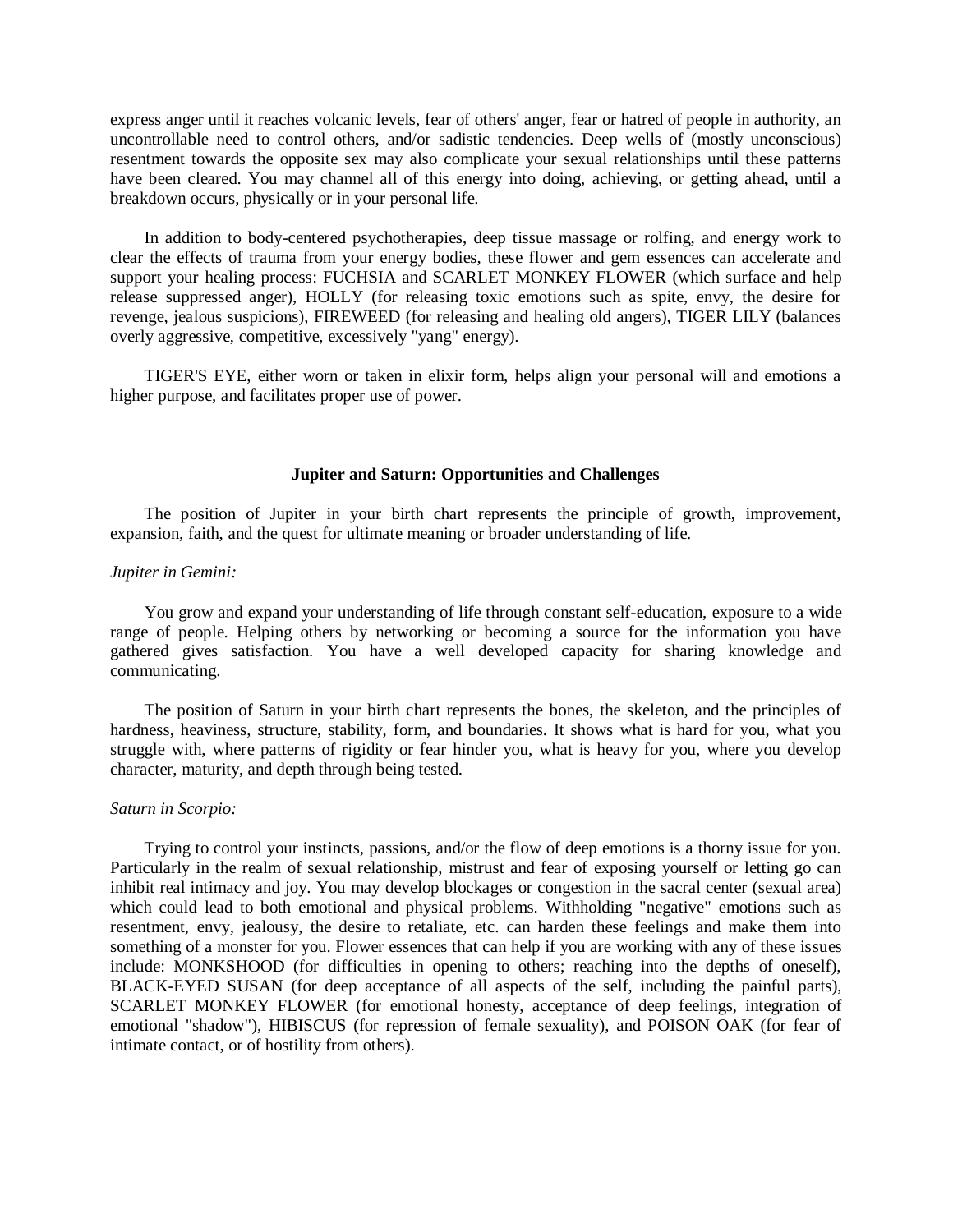express anger until it reaches volcanic levels, fear of others' anger, fear or hatred of people in authority, an uncontrollable need to control others, and/or sadistic tendencies. Deep wells of (mostly unconscious) resentment towards the opposite sex may also complicate your sexual relationships until these patterns have been cleared. You may channel all of this energy into doing, achieving, or getting ahead, until a breakdown occurs, physically or in your personal life.

In addition to body-centered psychotherapies, deep tissue massage or rolfing, and energy work to clear the effects of trauma from your energy bodies, these flower and gem essences can accelerate and support your healing process: FUCHSIA and SCARLET MONKEY FLOWER (which surface and help release suppressed anger), HOLLY (for releasing toxic emotions such as spite, envy, the desire for revenge, jealous suspicions), FIREWEED (for releasing and healing old angers), TIGER LILY (balances overly aggressive, competitive, excessively "yang" energy).

TIGER'S EYE, either worn or taken in elixir form, helps align your personal will and emotions a higher purpose, and facilitates proper use of power.

### Jupiter and Saturn: Opportunities and Challenges

The position of Jupiter in your birth chart represents the principle of growth, improvement, expansion, faith, and the quest for ultimate meaning or broader understanding of life.

*Jupiter in Gemini:*

You grow and expand your understanding of life through constant self-education, exposure to a wide range of people. Helping others by networking or becoming a source for the information you have gathered gives satisfaction. You have a well developed capacity for sharing knowledge and communicating.

The position of Saturn in your birth chart represents the bones, the skeleton, and the principles of hardness, heaviness, structure, stability, form, and boundaries. It shows what is hard for you, what you struggle with, where patterns of rigidity or fear hinder you, what is heavy for you, where you develop character, maturity, and depth through being tested.

*Saturn in Scorpio:*

Trying to control your instincts, passions, and/or the flow of deep emotions is a thorny issue for you. Particularly in the realm of sexual relationship, mistrust and fear of exposing yourself or letting go can inhibit real intimacy and joy. You may develop blockages or congestion in the sacral center (sexual area) which could lead to both emotional and physical problems. Withholding "negative" emotions such as resentment, envy, jealousy, the desire to retaliate, etc. can harden these feelings and make them into something of a monster for you. Flower essences that can help if you are working with any of these issues include: MONKSHOOD (for difficulties in opening to others; reaching into the depths of oneself), BLACK-EYED SUSAN (for deep acceptance of all aspects of the self, including the painful parts), SCARLET MONKEY FLOWER (for emotional honesty, acceptance of deep feelings, integration of emotional "shadow"), HIBISCUS (for repression of female sexuality), and POISON OAK (for fear of intimate contact, or of hostility from others).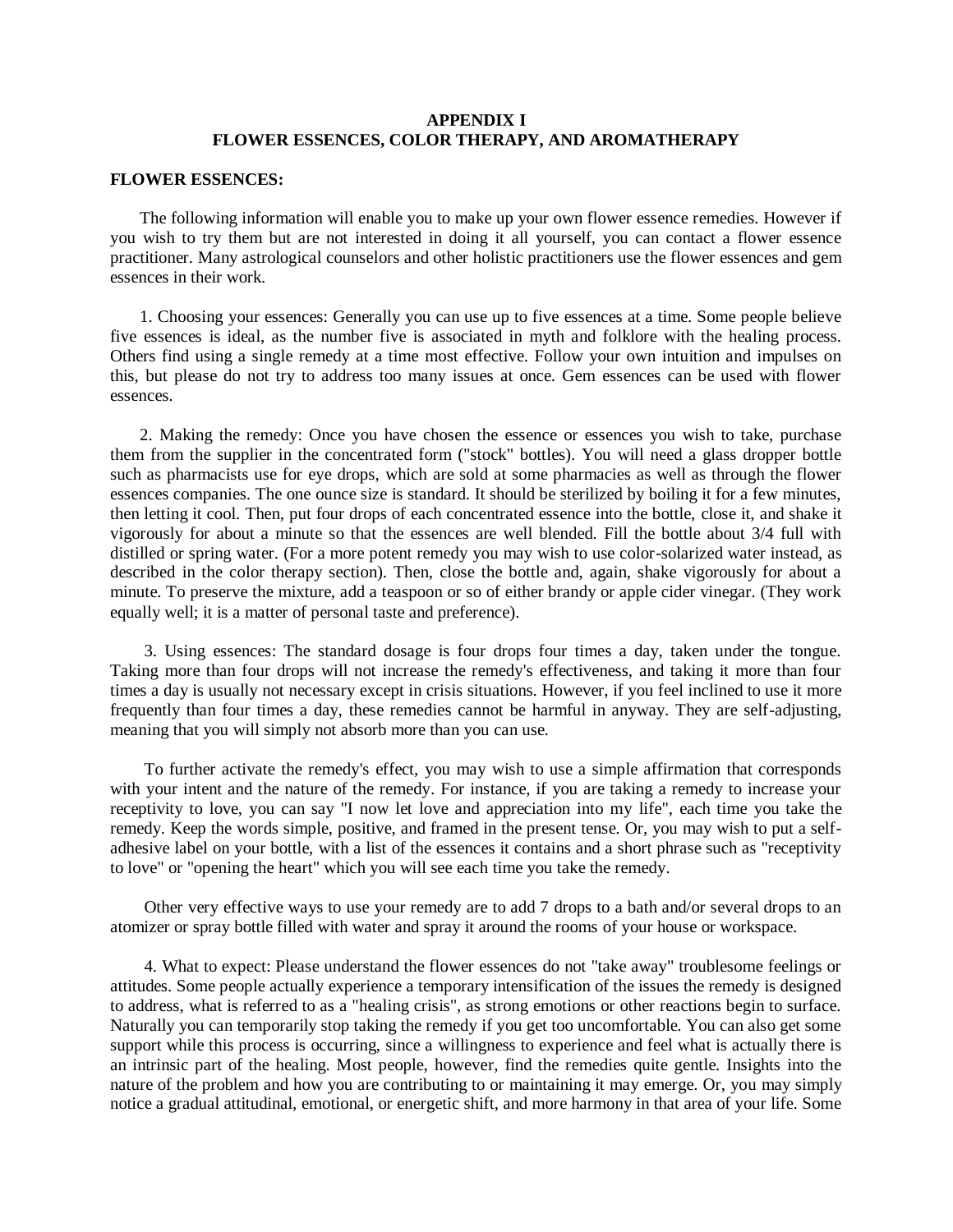# APPENDIX I
# FLOWER ESSENCES, COLOR THERAPY, AND AROMATHERAPY

## FLOWER ESSENCES:

The following information will enable you to make up your own flower essence remedies. However if you wish to try them but are not interested in doing it all yourself, you can contact a flower essence practitioner. Many astrological counselors and other holistic practitioners use the flower essences and gem essences in their work.

1. Choosing your essences: Generally you can use up to five essences at a time. Some people believe five essences is ideal, as the number five is associated in myth and folklore with the healing process. Others find using a single remedy at a time most effective. Follow your own intuition and impulses on this, but please do not try to address too many issues at once. Gem essences can be used with flower essences.

2. Making the remedy: Once you have chosen the essence or essences you wish to take, purchase them from the supplier in the concentrated form ("stock" bottles). You will need a glass dropper bottle such as pharmacists use for eye drops, which are sold at some pharmacies as well as through the flower essences companies. The one ounce size is standard. It should be sterilized by boiling it for a few minutes, then letting it cool. Then, put four drops of each concentrated essence into the bottle, close it, and shake it vigorously for about a minute so that the essences are well blended. Fill the bottle about 3/4 full with distilled or spring water. (For a more potent remedy you may wish to use color-solarized water instead, as described in the color therapy section). Then, close the bottle and, again, shake vigorously for about a minute. To preserve the mixture, add a teaspoon or so of either brandy or apple cider vinegar. (They work equally well; it is a matter of personal taste and preference).

3. Using essences: The standard dosage is four drops four times a day, taken under the tongue. Taking more than four drops will not increase the remedy's effectiveness, and taking it more than four times a day is usually not necessary except in crisis situations. However, if you feel inclined to use it more frequently than four times a day, these remedies cannot be harmful in anyway. They are self-adjusting, meaning that you will simply not absorb more than you can use.

To further activate the remedy's effect, you may wish to use a simple affirmation that corresponds with your intent and the nature of the remedy. For instance, if you are taking a remedy to increase your receptivity to love, you can say "I now let love and appreciation into my life", each time you take the remedy. Keep the words simple, positive, and framed in the present tense. Or, you may wish to put a self-adhesive label on your bottle, with a list of the essences it contains and a short phrase such as "receptivity to love" or "opening the heart" which you will see each time you take the remedy.

Other very effective ways to use your remedy are to add 7 drops to a bath and/or several drops to an atomizer or spray bottle filled with water and spray it around the rooms of your house or workspace.

4. What to expect: Please understand the flower essences do not "take away" troublesome feelings or attitudes. Some people actually experience a temporary intensification of the issues the remedy is designed to address, what is referred to as a "healing crisis", as strong emotions or other reactions begin to surface. Naturally you can temporarily stop taking the remedy if you get too uncomfortable. You can also get some support while this process is occurring, since a willingness to experience and feel what is actually there is an intrinsic part of the healing. Most people, however, find the remedies quite gentle. Insights into the nature of the problem and how you are contributing to or maintaining it may emerge. Or, you may simply notice a gradual attitudinal, emotional, or energetic shift, and more harmony in that area of your life. Some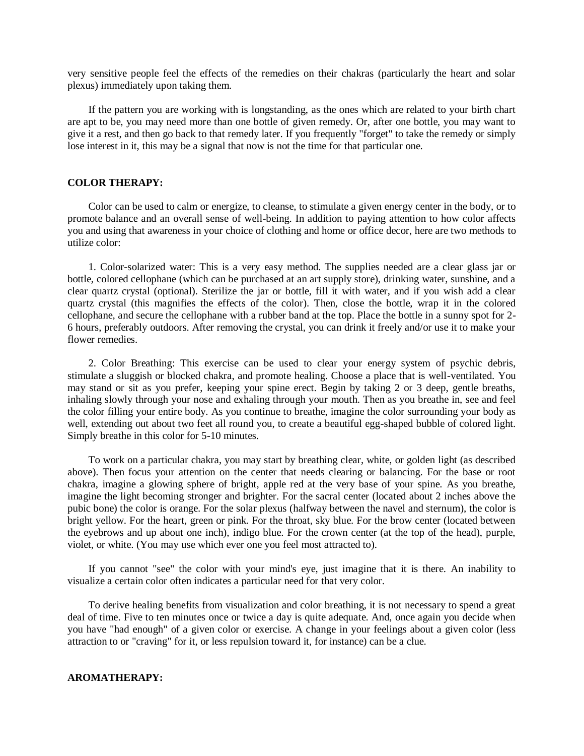very sensitive people feel the effects of the remedies on their chakras (particularly the heart and solar plexus) immediately upon taking them.

If the pattern you are working with is longstanding, as the ones which are related to your birth chart are apt to be, you may need more than one bottle of given remedy. Or, after one bottle, you may want to give it a rest, and then go back to that remedy later. If you frequently "forget" to take the remedy or simply lose interest in it, this may be a signal that now is not the time for that particular one.

## COLOR THERAPY:

Color can be used to calm or energize, to cleanse, to stimulate a given energy center in the body, or to promote balance and an overall sense of well-being. In addition to paying attention to how color affects you and using that awareness in your choice of clothing and home or office decor, here are two methods to utilize color:

1. Color-solarized water: This is a very easy method. The supplies needed are a clear glass jar or bottle, colored cellophane (which can be purchased at an art supply store), drinking water, sunshine, and a clear quartz crystal (optional). Sterilize the jar or bottle, fill it with water, and if you wish add a clear quartz crystal (this magnifies the effects of the color). Then, close the bottle, wrap it in the colored cellophane, and secure the cellophane with a rubber band at the top. Place the bottle in a sunny spot for 2-6 hours, preferably outdoors. After removing the crystal, you can drink it freely and/or use it to make your flower remedies.

2. Color Breathing: This exercise can be used to clear your energy system of psychic debris, stimulate a sluggish or blocked chakra, and promote healing. Choose a place that is well-ventilated. You may stand or sit as you prefer, keeping your spine erect. Begin by taking 2 or 3 deep, gentle breaths, inhaling slowly through your nose and exhaling through your mouth. Then as you breathe in, see and feel the color filling your entire body. As you continue to breathe, imagine the color surrounding your body as well, extending out about two feet all round you, to create a beautiful egg-shaped bubble of colored light. Simply breathe in this color for 5-10 minutes.

To work on a particular chakra, you may start by breathing clear, white, or golden light (as described above). Then focus your attention on the center that needs clearing or balancing. For the base or root chakra, imagine a glowing sphere of bright, apple red at the very base of your spine. As you breathe, imagine the light becoming stronger and brighter. For the sacral center (located about 2 inches above the pubic bone) the color is orange. For the solar plexus (halfway between the navel and sternum), the color is bright yellow. For the heart, green or pink. For the throat, sky blue. For the brow center (located between the eyebrows and up about one inch), indigo blue. For the crown center (at the top of the head), purple, violet, or white. (You may use which ever one you feel most attracted to).

If you cannot "see" the color with your mind's eye, just imagine that it is there. An inability to visualize a certain color often indicates a particular need for that very color.

To derive healing benefits from visualization and color breathing, it is not necessary to spend a great deal of time. Five to ten minutes once or twice a day is quite adequate. And, once again you decide when you have "had enough" of a given color or exercise. A change in your feelings about a given color (less attraction to or "craving" for it, or less repulsion toward it, for instance) can be a clue.

## AROMATHERAPY: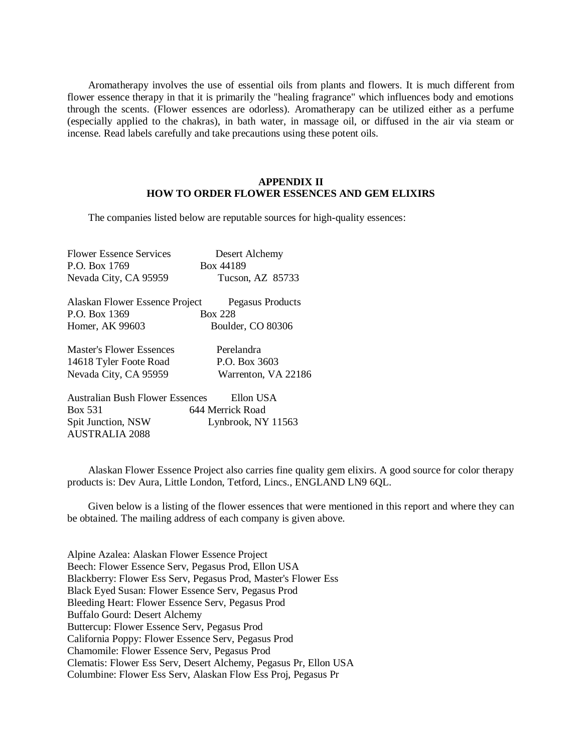Aromatherapy involves the use of essential oils from plants and flowers. It is much different from flower essence therapy in that it is primarily the "healing fragrance" which influences body and emotions through the scents. (Flower essences are odorless). Aromatherapy can be utilized either as a perfume (especially applied to the chakras), in bath water, in massage oil, or diffused in the air via steam or incense. Read labels carefully and take precautions using these potent oils.

## APPENDIX II
## HOW TO ORDER FLOWER ESSENCES AND GEM ELIXIRS

The companies listed below are reputable sources for high-quality essences:

Flower Essence Services
P.O. Box 1769
Nevada City, CA 95959

Desert Alchemy
Box 44189
Tucson, AZ 85733

Alaskan Flower Essence Project
P.O. Box 1369
Homer, AK 99603

Pegasus Products
Box 228
Boulder, CO 80306

Master's Flower Essences
14618 Tyler Foote Road
Nevada City, CA 95959

Perelandra
P.O. Box 3603
Warrenton, VA 22186

Australian Bush Flower Essences
Box 531
Spit Junction, NSW
AUSTRALIA 2088

Ellon USA
644 Merrick Road
Lynbrook, NY 11563

Alaskan Flower Essence Project also carries fine quality gem elixirs. A good source for color therapy products is: Dev Aura, Little London, Tetford, Lincs., ENGLAND LN9 6QL.

Given below is a listing of the flower essences that were mentioned in this report and where they can be obtained. The mailing address of each company is given above.

Alpine Azalea: Alaskan Flower Essence Project
Beech: Flower Essence Serv, Pegasus Prod, Ellon USA
Blackberry: Flower Ess Serv, Pegasus Prod, Master's Flower Ess
Black Eyed Susan: Flower Essence Serv, Pegasus Prod
Bleeding Heart: Flower Essence Serv, Pegasus Prod
Buffalo Gourd: Desert Alchemy
Buttercup: Flower Essence Serv, Pegasus Prod
California Poppy: Flower Essence Serv, Pegasus Prod
Chamomile: Flower Essence Serv, Pegasus Prod
Clematis: Flower Ess Serv, Desert Alchemy, Pegasus Pr, Ellon USA
Columbine: Flower Ess Serv, Alaskan Flow Ess Proj, Pegasus Pr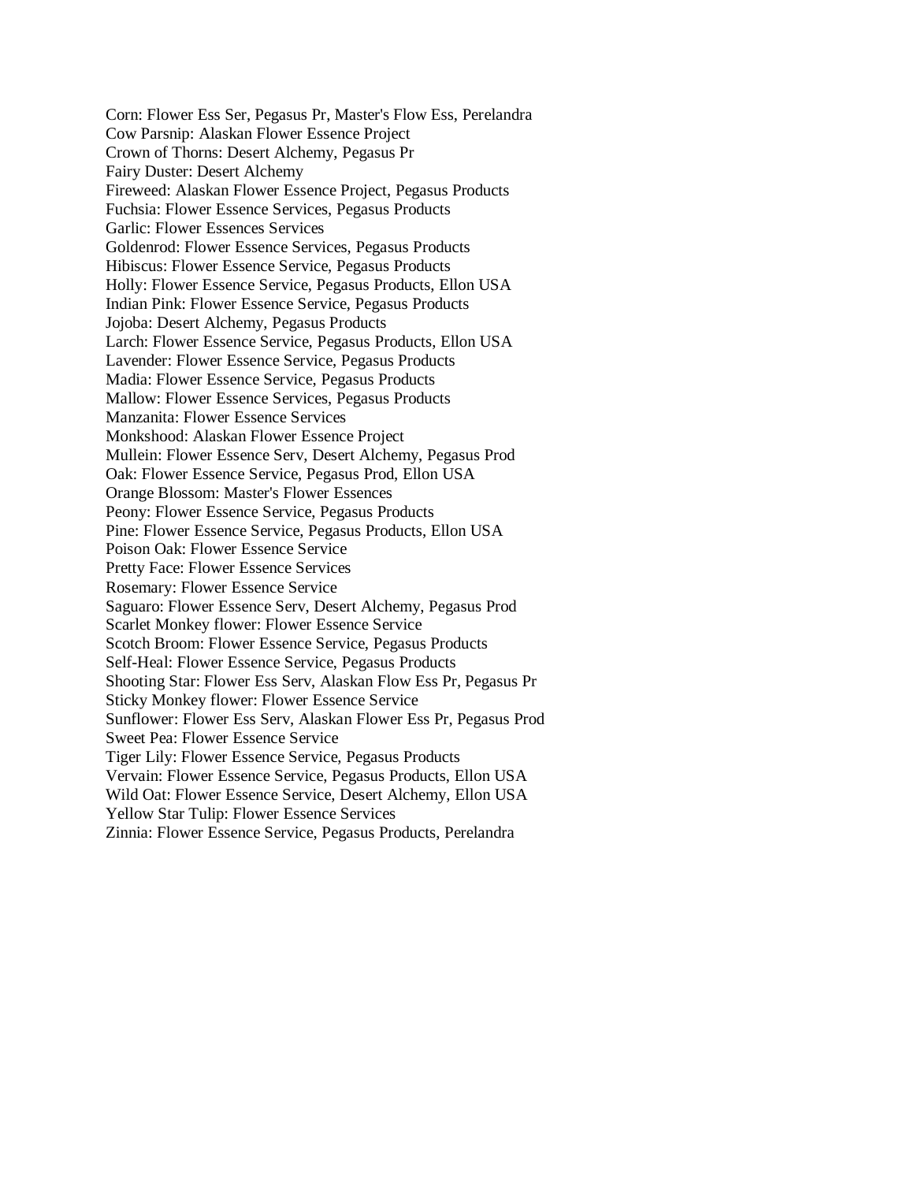Corn: Flower Ess Ser, Pegasus Pr, Master's Flow Ess, Perelandra
Cow Parsnip: Alaskan Flower Essence Project
Crown of Thorns: Desert Alchemy, Pegasus Pr
Fairy Duster: Desert Alchemy
Fireweed: Alaskan Flower Essence Project, Pegasus Products
Fuchsia: Flower Essence Services, Pegasus Products
Garlic: Flower Essences Services
Goldenrod: Flower Essence Services, Pegasus Products
Hibiscus: Flower Essence Service, Pegasus Products
Holly: Flower Essence Service, Pegasus Products, Ellon USA
Indian Pink: Flower Essence Service, Pegasus Products
Jojoba: Desert Alchemy, Pegasus Products
Larch: Flower Essence Service, Pegasus Products, Ellon USA
Lavender: Flower Essence Service, Pegasus Products
Madia: Flower Essence Service, Pegasus Products
Mallow: Flower Essence Services, Pegasus Products
Manzanita: Flower Essence Services
Monkshood: Alaskan Flower Essence Project
Mullein: Flower Essence Serv, Desert Alchemy, Pegasus Prod
Oak: Flower Essence Service, Pegasus Prod, Ellon USA
Orange Blossom: Master's Flower Essences
Peony: Flower Essence Service, Pegasus Products
Pine: Flower Essence Service, Pegasus Products, Ellon USA
Poison Oak: Flower Essence Service
Pretty Face: Flower Essence Services
Rosemary: Flower Essence Service
Saguaro: Flower Essence Serv, Desert Alchemy, Pegasus Prod
Scarlet Monkey flower: Flower Essence Service
Scotch Broom: Flower Essence Service, Pegasus Products
Self-Heal: Flower Essence Service, Pegasus Products
Shooting Star: Flower Ess Serv, Alaskan Flow Ess Pr, Pegasus Pr
Sticky Monkey flower: Flower Essence Service
Sunflower: Flower Ess Serv, Alaskan Flower Ess Pr, Pegasus Prod
Sweet Pea: Flower Essence Service
Tiger Lily: Flower Essence Service, Pegasus Products
Vervain: Flower Essence Service, Pegasus Products, Ellon USA
Wild Oat: Flower Essence Service, Desert Alchemy, Ellon USA
Yellow Star Tulip: Flower Essence Services
Zinnia: Flower Essence Service, Pegasus Products, Perelandra